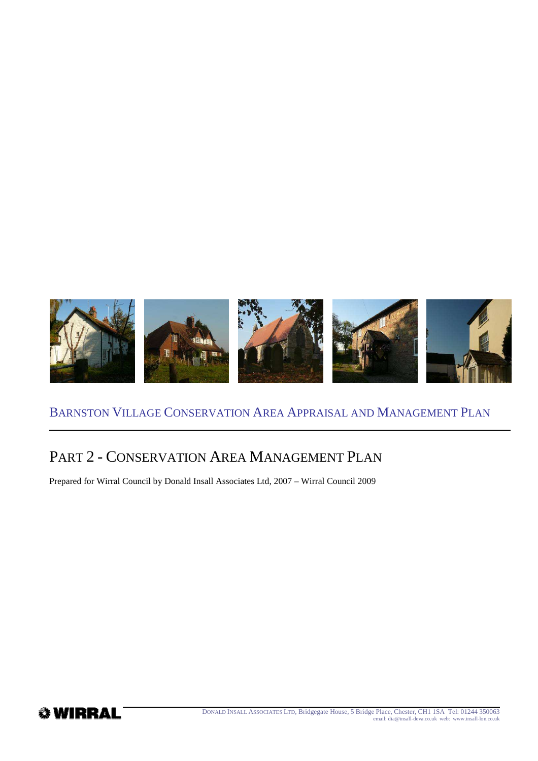# Barnston Village Conservation Area Appraisal and Management Plan

## Part 2 - Conservation Area Management Plan

Prepared for Wirral Council by Donald Insall Associates Ltd, 2007 – Wirral Council 2009

WIRRAL

Donald Insall Associates Ltd, Bridgegate House, 5 Bridge Place, Chester, CH1 1SA Tel: 01244 350063
email: dia@insall-deva.co.uk web: www.insall-lon.co.uk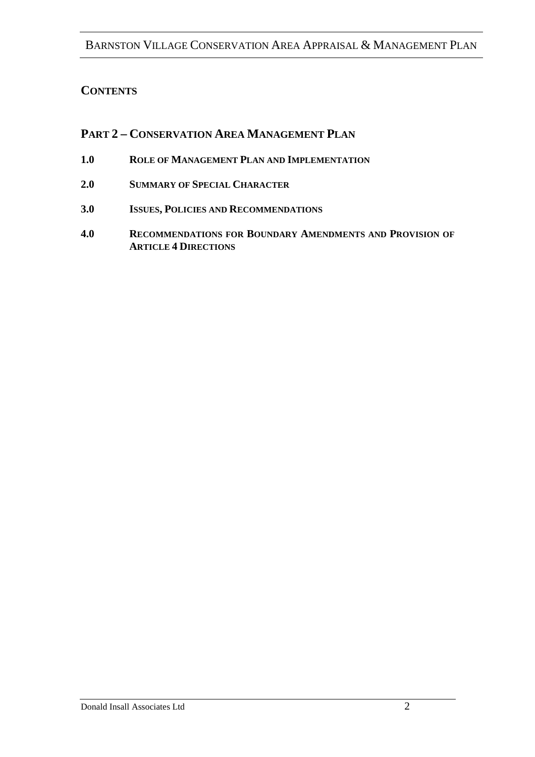## CONTENTS

## PART 2 – CONSERVATION AREA MANAGEMENT PLAN

**1.0 ROLE OF MANAGEMENT PLAN AND IMPLEMENTATION**

**2.0 SUMMARY OF SPECIAL CHARACTER**

**3.0 ISSUES, POLICIES AND RECOMMENDATIONS**

**4.0 RECOMMENDATIONS FOR BOUNDARY AMENDMENTS AND PROVISION OF ARTICLE 4 DIRECTIONS**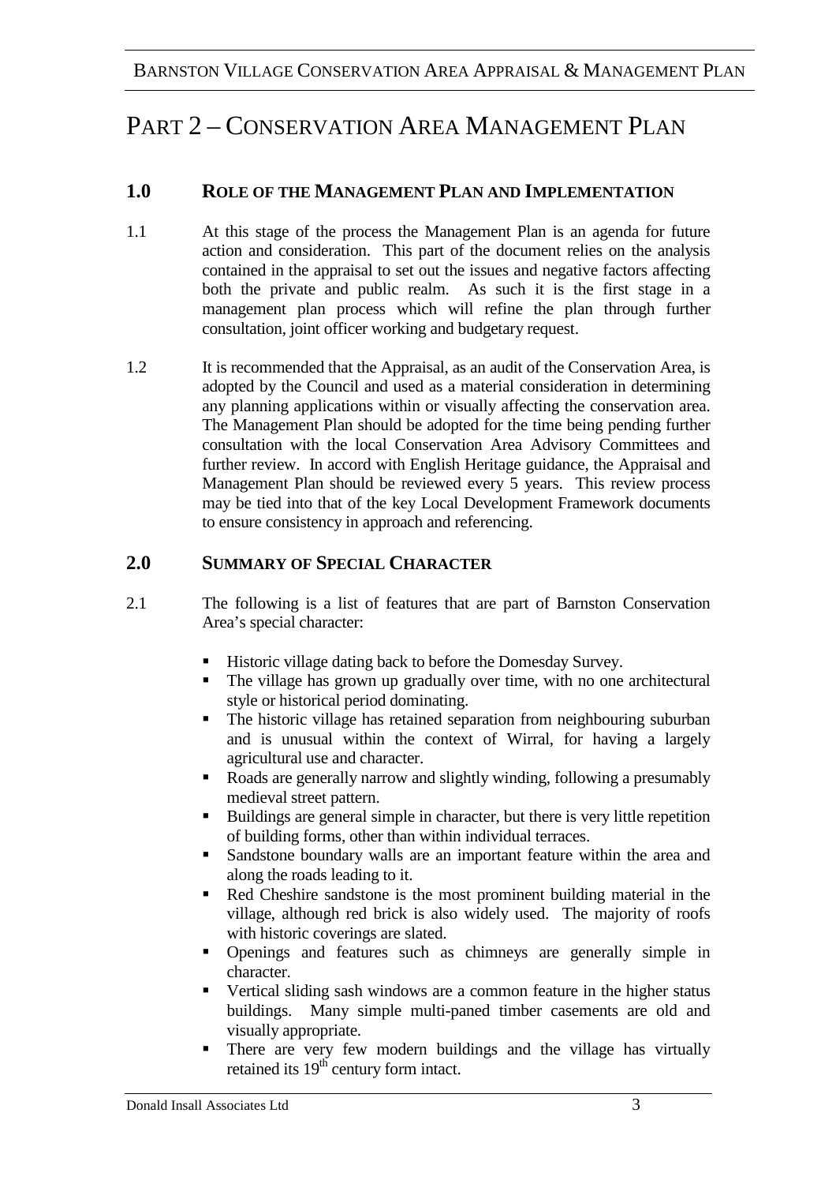# PART 2 – CONSERVATION AREA MANAGEMENT PLAN

## 1.0 ROLE OF THE MANAGEMENT PLAN AND IMPLEMENTATION

1.1 At this stage of the process the Management Plan is an agenda for future action and consideration. This part of the document relies on the analysis contained in the appraisal to set out the issues and negative factors affecting both the private and public realm. As such it is the first stage in a management plan process which will refine the plan through further consultation, joint officer working and budgetary request.

1.2 It is recommended that the Appraisal, as an audit of the Conservation Area, is adopted by the Council and used as a material consideration in determining any planning applications within or visually affecting the conservation area. The Management Plan should be adopted for the time being pending further consultation with the local Conservation Area Advisory Committees and further review. In accord with English Heritage guidance, the Appraisal and Management Plan should be reviewed every 5 years. This review process may be tied into that of the key Local Development Framework documents to ensure consistency in approach and referencing.

## 2.0 SUMMARY OF SPECIAL CHARACTER

2.1 The following is a list of features that are part of Barnston Conservation Area's special character:

- Historic village dating back to before the Domesday Survey.
- The village has grown up gradually over time, with no one architectural style or historical period dominating.
- The historic village has retained separation from neighbouring suburban and is unusual within the context of Wirral, for having a largely agricultural use and character.
- Roads are generally narrow and slightly winding, following a presumably medieval street pattern.
- Buildings are general simple in character, but there is very little repetition of building forms, other than within individual terraces.
- Sandstone boundary walls are an important feature within the area and along the roads leading to it.
- Red Cheshire sandstone is the most prominent building material in the village, although red brick is also widely used. The majority of roofs with historic coverings are slated.
- Openings and features such as chimneys are generally simple in character.
- Vertical sliding sash windows are a common feature in the higher status buildings. Many simple multi-paned timber casements are old and visually appropriate.
- There are very few modern buildings and the village has virtually retained its 19th century form intact.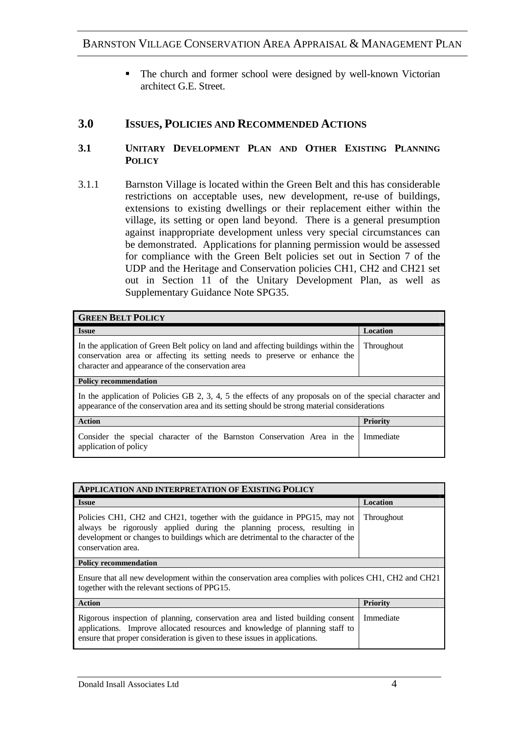- The church and former school were designed by well-known Victorian architect G.E. Street.

## 3.0 Issues, Policies and Recommended Actions

### 3.1 Unitary Development Plan and Other Existing Planning Policy

3.1.1 Barnston Village is located within the Green Belt and this has considerable restrictions on acceptable uses, new development, re-use of buildings, extensions to existing dwellings or their replacement either within the village, its setting or open land beyond. There is a general presumption against inappropriate development unless very special circumstances can be demonstrated. Applications for planning permission would be assessed for compliance with the Green Belt policies set out in Section 7 of the UDP and the Heritage and Conservation policies CH1, CH2 and CH21 set out in Section 11 of the Unitary Development Plan, as well as Supplementary Guidance Note SPG35.

| **Green Belt Policy** | |
|---|---|
| **Issue** | **Location** |
| In the application of Green Belt policy on land and affecting buildings within the conservation area or affecting its setting needs to preserve or enhance the character and appearance of the conservation area | Throughout |
| **Policy recommendation** | |
| In the application of Policies GB 2, 3, 4, 5 the effects of any proposals on of the special character and appearance of the conservation area and its setting should be strong material considerations | |
| **Action** | **Priority** |
| Consider the special character of the Barnston Conservation Area in the application of policy | Immediate |

| **Application and Interpretation of Existing Policy** | |
|---|---|
| **Issue** | **Location** |
| Policies CH1, CH2 and CH21, together with the guidance in PPG15, may not always be rigorously applied during the planning process, resulting in development or changes to buildings which are detrimental to the character of the conservation area. | Throughout |
| **Policy recommendation** | |
| Ensure that all new development within the conservation area complies with polices CH1, CH2 and CH21 together with the relevant sections of PPG15. | |
| **Action** | **Priority** |
| Rigorous inspection of planning, conservation area and listed building consent applications. Improve allocated resources and knowledge of planning staff to ensure that proper consideration is given to these issues in applications. | Immediate |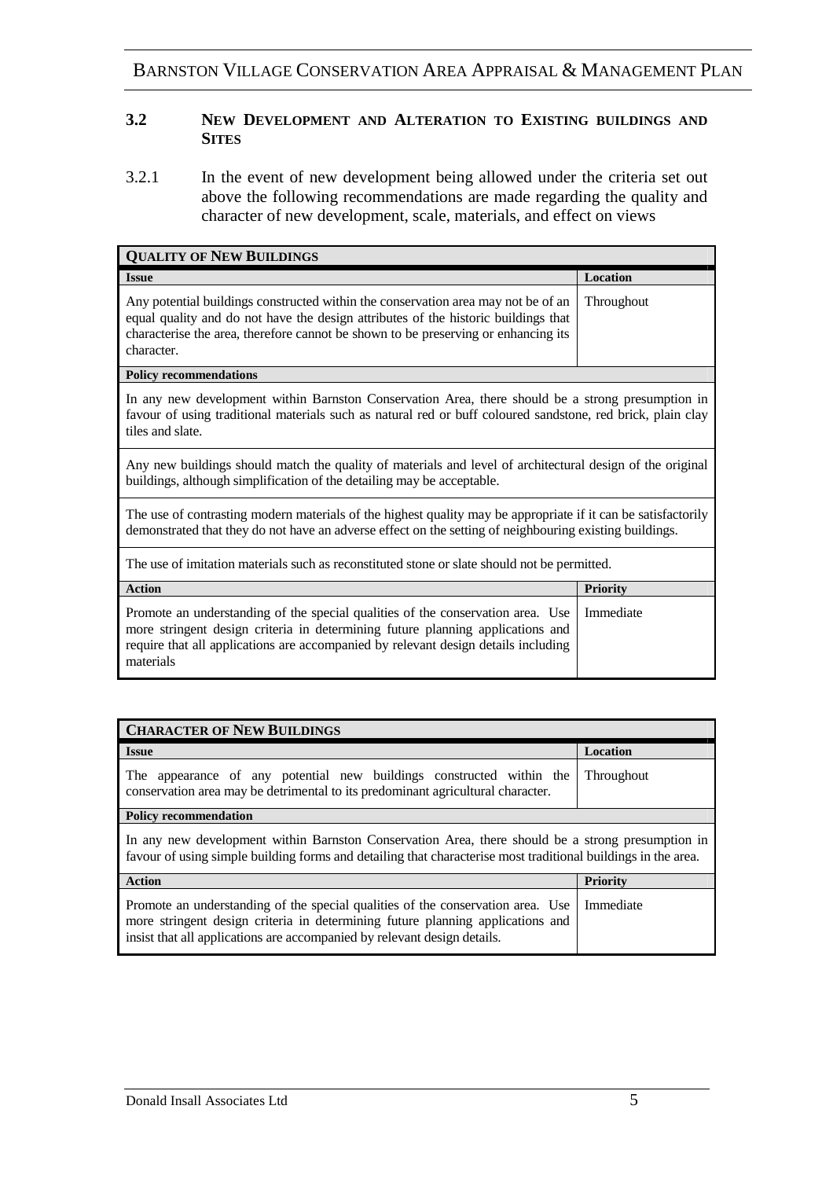### 3.2 New Development and Alteration to Existing buildings and Sites

3.2.1 In the event of new development being allowed under the criteria set out above the following recommendations are made regarding the quality and character of new development, scale, materials, and effect on views

| **QUALITY OF NEW BUILDINGS** | |
|---|---|
| **Issue** | **Location** |
| Any potential buildings constructed within the conservation area may not be of an equal quality and do not have the design attributes of the historic buildings that characterise the area, therefore cannot be shown to be preserving or enhancing its character. | Throughout |
| **Policy recommendations** | |
| In any new development within Barnston Conservation Area, there should be a strong presumption in favour of using traditional materials such as natural red or buff coloured sandstone, red brick, plain clay tiles and slate. | |
| Any new buildings should match the quality of materials and level of architectural design of the original buildings, although simplification of the detailing may be acceptable. | |
| The use of contrasting modern materials of the highest quality may be appropriate if it can be satisfactorily demonstrated that they do not have an adverse effect on the setting of neighbouring existing buildings. | |
| The use of imitation materials such as reconstituted stone or slate should not be permitted. | |
| **Action** | **Priority** |
| Promote an understanding of the special qualities of the conservation area. Use more stringent design criteria in determining future planning applications and require that all applications are accompanied by relevant design details including materials | Immediate |

| **CHARACTER OF NEW BUILDINGS** | |
|---|---|
| **Issue** | **Location** |
| The appearance of any potential new buildings constructed within the conservation area may be detrimental to its predominant agricultural character. | Throughout |
| **Policy recommendation** | |
| In any new development within Barnston Conservation Area, there should be a strong presumption in favour of using simple building forms and detailing that characterise most traditional buildings in the area. | |
| **Action** | **Priority** |
| Promote an understanding of the special qualities of the conservation area. Use more stringent design criteria in determining future planning applications and insist that all applications are accompanied by relevant design details. | Immediate |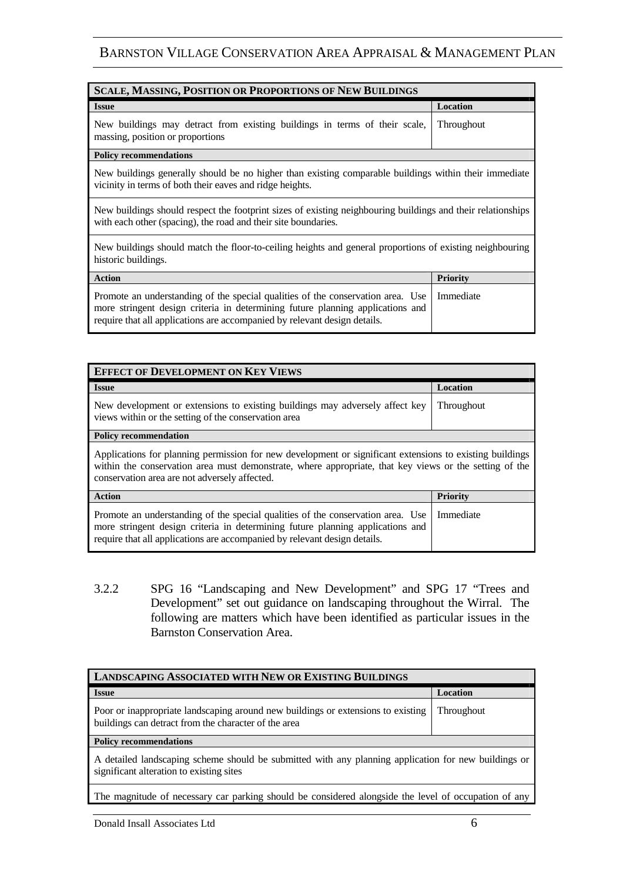| **SCALE, MASSING, POSITION OR PROPORTIONS OF NEW BUILDINGS** | |
|---|---|
| **Issue** | **Location** |
| New buildings may detract from existing buildings in terms of their scale, massing, position or proportions | Throughout |
| **Policy recommendations** | |
| New buildings generally should be no higher than existing comparable buildings within their immediate vicinity in terms of both their eaves and ridge heights. | |
| New buildings should respect the footprint sizes of existing neighbouring buildings and their relationships with each other (spacing), the road and their site boundaries. | |
| New buildings should match the floor-to-ceiling heights and general proportions of existing neighbouring historic buildings. | |
| **Action** | **Priority** |
| Promote an understanding of the special qualities of the conservation area. Use more stringent design criteria in determining future planning applications and require that all applications are accompanied by relevant design details. | Immediate |

| **EFFECT OF DEVELOPMENT ON KEY VIEWS** | |
|---|---|
| **Issue** | **Location** |
| New development or extensions to existing buildings may adversely affect key views within or the setting of the conservation area | Throughout |
| **Policy recommendation** | |
| Applications for planning permission for new development or significant extensions to existing buildings within the conservation area must demonstrate, where appropriate, that key views or the setting of the conservation area are not adversely affected. | |
| **Action** | **Priority** |
| Promote an understanding of the special qualities of the conservation area. Use more stringent design criteria in determining future planning applications and require that all applications are accompanied by relevant design details. | Immediate |

3.2.2 SPG 16 "Landscaping and New Development" and SPG 17 "Trees and Development" set out guidance on landscaping throughout the Wirral. The following are matters which have been identified as particular issues in the Barnston Conservation Area.

| **LANDSCAPING ASSOCIATED WITH NEW OR EXISTING BUILDINGS** | |
|---|---|
| **Issue** | **Location** |
| Poor or inappropriate landscaping around new buildings or extensions to existing buildings can detract from the character of the area | Throughout |
| **Policy recommendations** | |
| A detailed landscaping scheme should be submitted with any planning application for new buildings or significant alteration to existing sites | |
| The magnitude of necessary car parking should be considered alongside the level of occupation of any | |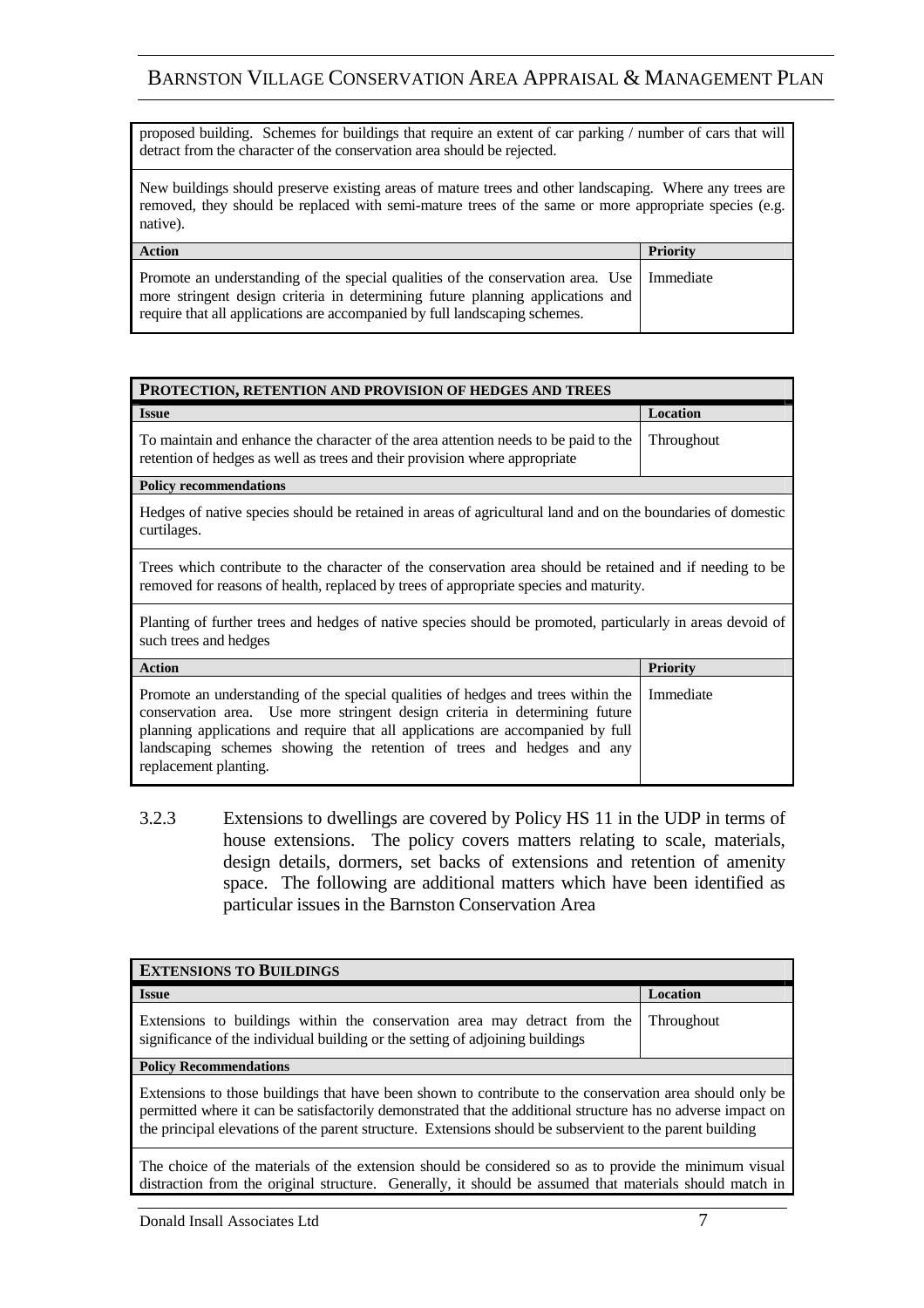| | |
|---|---|
| proposed building. Schemes for buildings that require an extent of car parking / number of cars that will detract from the character of the conservation area should be rejected. | |
| New buildings should preserve existing areas of mature trees and other landscaping. Where any trees are removed, they should be replaced with semi-mature trees of the same or more appropriate species (e.g. native). | |
| **Action** | **Priority** |
| Promote an understanding of the special qualities of the conservation area. Use more stringent design criteria in determining future planning applications and require that all applications are accompanied by full landscaping schemes. | Immediate |

| **PROTECTION, RETENTION AND PROVISION OF HEDGES AND TREES** | |
|---|---|
| **Issue** | **Location** |
| To maintain and enhance the character of the area attention needs to be paid to the retention of hedges as well as trees and their provision where appropriate | Throughout |
| **Policy recommendations** | |
| Hedges of native species should be retained in areas of agricultural land and on the boundaries of domestic curtilages. | |
| Trees which contribute to the character of the conservation area should be retained and if needing to be removed for reasons of health, replaced by trees of appropriate species and maturity. | |
| Planting of further trees and hedges of native species should be promoted, particularly in areas devoid of such trees and hedges | |
| **Action** | **Priority** |
| Promote an understanding of the special qualities of hedges and trees within the conservation area. Use more stringent design criteria in determining future planning applications and require that all applications are accompanied by full landscaping schemes showing the retention of trees and hedges and any replacement planting. | Immediate |

3.2.3 Extensions to dwellings are covered by Policy HS 11 in the UDP in terms of house extensions. The policy covers matters relating to scale, materials, design details, dormers, set backs of extensions and retention of amenity space. The following are additional matters which have been identified as particular issues in the Barnston Conservation Area

| **EXTENSIONS TO BUILDINGS** | |
|---|---|
| **Issue** | **Location** |
| Extensions to buildings within the conservation area may detract from the significance of the individual building or the setting of adjoining buildings | Throughout |
| **Policy Recommendations** | |
| Extensions to those buildings that have been shown to contribute to the conservation area should only be permitted where it can be satisfactorily demonstrated that the additional structure has no adverse impact on the principal elevations of the parent structure. Extensions should be subservient to the parent building | |
| The choice of the materials of the extension should be considered so as to provide the minimum visual distraction from the original structure. Generally, it should be assumed that materials should match in | |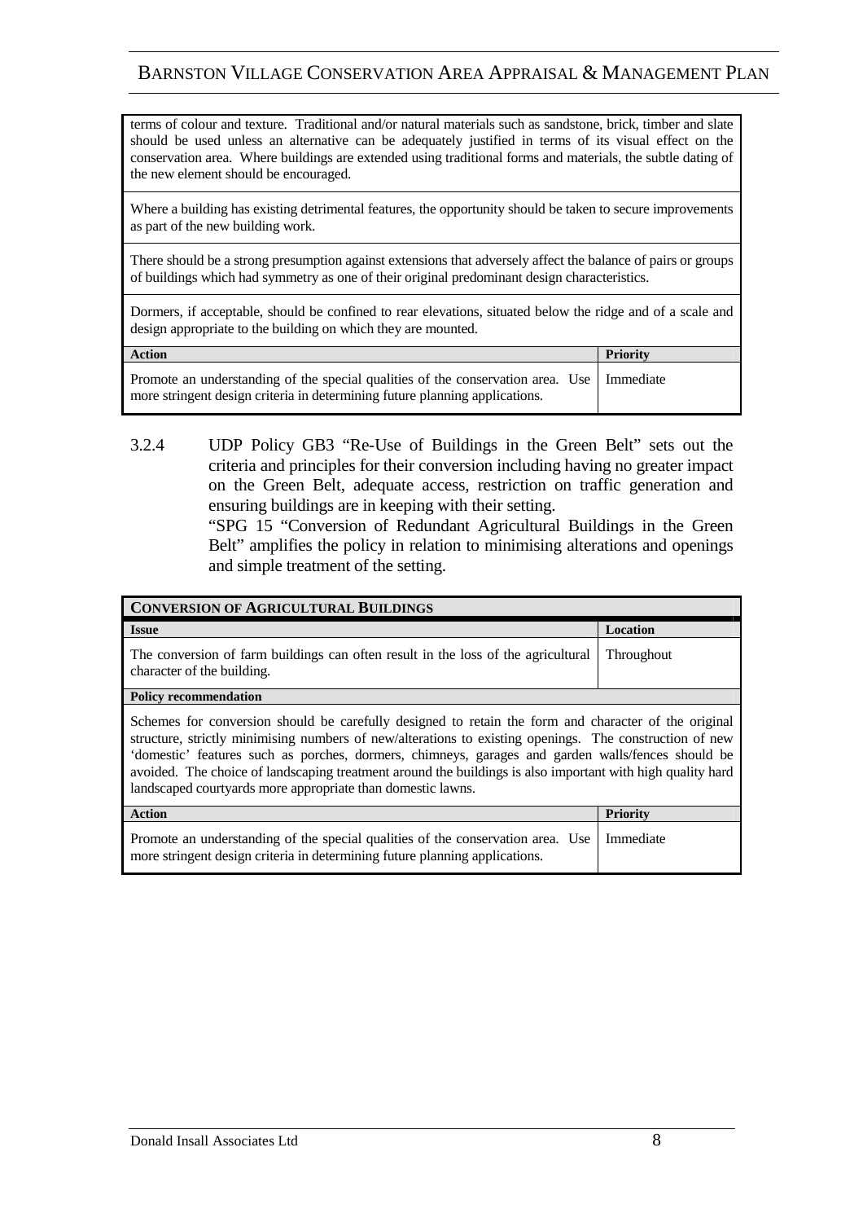| |
|---|
| terms of colour and texture. Traditional and/or natural materials such as sandstone, brick, timber and slate should be used unless an alternative can be adequately justified in terms of its visual effect on the conservation area. Where buildings are extended using traditional forms and materials, the subtle dating of the new element should be encouraged. |
| Where a building has existing detrimental features, the opportunity should be taken to secure improvements as part of the new building work. |
| There should be a strong presumption against extensions that adversely affect the balance of pairs or groups of buildings which had symmetry as one of their original predominant design characteristics. |
| Dormers, if acceptable, should be confined to rear elevations, situated below the ridge and of a scale and design appropriate to the building on which they are mounted. |

| **Action** | **Priority** |
|---|---|
| Promote an understanding of the special qualities of the conservation area. Use more stringent design criteria in determining future planning applications. | Immediate |

3.2.4 UDP Policy GB3 "Re-Use of Buildings in the Green Belt" sets out the criteria and principles for their conversion including having no greater impact on the Green Belt, adequate access, restriction on traffic generation and ensuring buildings are in keeping with their setting.

"SPG 15 "Conversion of Redundant Agricultural Buildings in the Green Belt" amplifies the policy in relation to minimising alterations and openings and simple treatment of the setting.

| **CONVERSION OF AGRICULTURAL BUILDINGS** | |
|---|---|
| **Issue** | **Location** |
| The conversion of farm buildings can often result in the loss of the agricultural character of the building. | Throughout |
| **Policy recommendation** | |
| Schemes for conversion should be carefully designed to retain the form and character of the original structure, strictly minimising numbers of new/alterations to existing openings. The construction of new 'domestic' features such as porches, dormers, chimneys, garages and garden walls/fences should be avoided. The choice of landscaping treatment around the buildings is also important with high quality hard landscaped courtyards more appropriate than domestic lawns. | |
| **Action** | **Priority** |
| Promote an understanding of the special qualities of the conservation area. Use more stringent design criteria in determining future planning applications. | Immediate |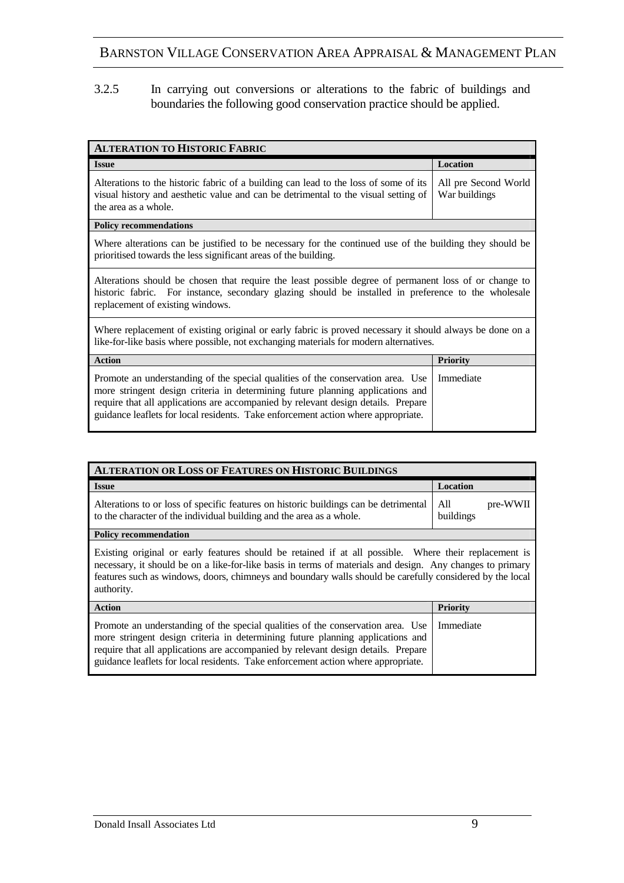3.2.5 In carrying out conversions or alterations to the fabric of buildings and boundaries the following good conservation practice should be applied.

| **ALTERATION TO HISTORIC FABRIC** | |
|---|---|
| **Issue** | **Location** |
| Alterations to the historic fabric of a building can lead to the loss of some of its visual history and aesthetic value and can be detrimental to the visual setting of the area as a whole. | All pre Second World War buildings |
| **Policy recommendations** | |
| Where alterations can be justified to be necessary for the continued use of the building they should be prioritised towards the less significant areas of the building. | |
| Alterations should be chosen that require the least possible degree of permanent loss of or change to historic fabric. For instance, secondary glazing should be installed in preference to the wholesale replacement of existing windows. | |
| Where replacement of existing original or early fabric is proved necessary it should always be done on a like-for-like basis where possible, not exchanging materials for modern alternatives. | |
| **Action** | **Priority** |
| Promote an understanding of the special qualities of the conservation area. Use more stringent design criteria in determining future planning applications and require that all applications are accompanied by relevant design details. Prepare guidance leaflets for local residents. Take enforcement action where appropriate. | Immediate |

| **ALTERATION OR LOSS OF FEATURES ON HISTORIC BUILDINGS** | |
|---|---|
| **Issue** | **Location** |
| Alterations to or loss of specific features on historic buildings can be detrimental to the character of the individual building and the area as a whole. | All pre-WWII buildings |
| **Policy recommendation** | |
| Existing original or early features should be retained if at all possible. Where their replacement is necessary, it should be on a like-for-like basis in terms of materials and design. Any changes to primary features such as windows, doors, chimneys and boundary walls should be carefully considered by the local authority. | |
| **Action** | **Priority** |
| Promote an understanding of the special qualities of the conservation area. Use more stringent design criteria in determining future planning applications and require that all applications are accompanied by relevant design details. Prepare guidance leaflets for local residents. Take enforcement action where appropriate. | Immediate |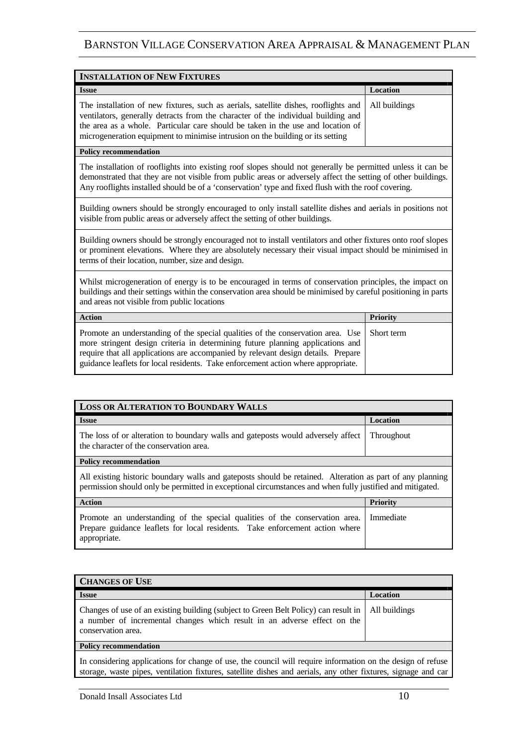| **INSTALLATION OF NEW FIXTURES** | |
|---|---|
| **Issue** | **Location** |
| The installation of new fixtures, such as aerials, satellite dishes, rooflights and ventilators, generally detracts from the character of the individual building and the area as a whole. Particular care should be taken in the use and location of microgeneration equipment to minimise intrusion on the building or its setting | All buildings |
| **Policy recommendation** | |
| The installation of rooflights into existing roof slopes should not generally be permitted unless it can be demonstrated that they are not visible from public areas or adversely affect the setting of other buildings. Any rooflights installed should be of a 'conservation' type and fixed flush with the roof covering. | |
| Building owners should be strongly encouraged to only install satellite dishes and aerials in positions not visible from public areas or adversely affect the setting of other buildings. | |
| Building owners should be strongly encouraged not to install ventilators and other fixtures onto roof slopes or prominent elevations. Where they are absolutely necessary their visual impact should be minimised in terms of their location, number, size and design. | |
| Whilst microgeneration of energy is to be encouraged in terms of conservation principles, the impact on buildings and their settings within the conservation area should be minimised by careful positioning in parts and areas not visible from public locations | |
| **Action** | **Priority** |
| Promote an understanding of the special qualities of the conservation area. Use more stringent design criteria in determining future planning applications and require that all applications are accompanied by relevant design details. Prepare guidance leaflets for local residents. Take enforcement action where appropriate. | Short term |

| **LOSS OR ALTERATION TO BOUNDARY WALLS** | |
|---|---|
| **Issue** | **Location** |
| The loss of or alteration to boundary walls and gateposts would adversely affect the character of the conservation area. | Throughout |
| **Policy recommendation** | |
| All existing historic boundary walls and gateposts should be retained. Alteration as part of any planning permission should only be permitted in exceptional circumstances and when fully justified and mitigated. | |
| **Action** | **Priority** |
| Promote an understanding of the special qualities of the conservation area. Prepare guidance leaflets for local residents. Take enforcement action where appropriate. | Immediate |

| **CHANGES OF USE** | |
|---|---|
| **Issue** | **Location** |
| Changes of use of an existing building (subject to Green Belt Policy) can result in a number of incremental changes which result in an adverse effect on the conservation area. | All buildings |
| **Policy recommendation** | |
| In considering applications for change of use, the council will require information on the design of refuse storage, waste pipes, ventilation fixtures, satellite dishes and aerials, any other fixtures, signage and car | |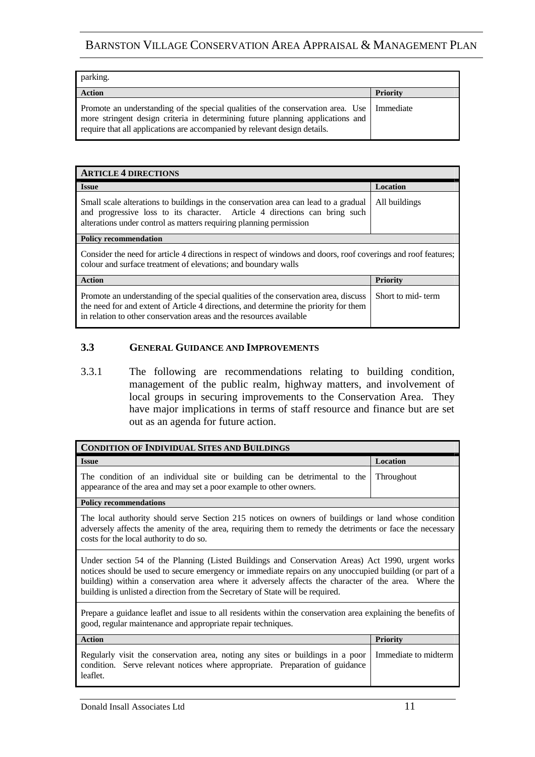| parking. | |
|---|---|
| **Action** | **Priority** |
| Promote an understanding of the special qualities of the conservation area. Use more stringent design criteria in determining future planning applications and require that all applications are accompanied by relevant design details. | Immediate |

| **ARTICLE 4 DIRECTIONS** | |
|---|---|
| **Issue** | **Location** |
| Small scale alterations to buildings in the conservation area can lead to a gradual and progressive loss to its character. Article 4 directions can bring such alterations under control as matters requiring planning permission | All buildings |
| **Policy recommendation** | |
| Consider the need for article 4 directions in respect of windows and doors, roof coverings and roof features; colour and surface treatment of elevations; and boundary walls | |
| **Action** | **Priority** |
| Promote an understanding of the special qualities of the conservation area, discuss the need for and extent of Article 4 directions, and determine the priority for them in relation to other conservation areas and the resources available | Short to mid- term |

### 3.3 GENERAL GUIDANCE AND IMPROVEMENTS

3.3.1 The following are recommendations relating to building condition, management of the public realm, highway matters, and involvement of local groups in securing improvements to the Conservation Area. They have major implications in terms of staff resource and finance but are set out as an agenda for future action.

| **CONDITION OF INDIVIDUAL SITES AND BUILDINGS** | |
|---|---|
| **Issue** | **Location** |
| The condition of an individual site or building can be detrimental to the appearance of the area and may set a poor example to other owners. | Throughout |
| **Policy recommendations** | |
| The local authority should serve Section 215 notices on owners of buildings or land whose condition adversely affects the amenity of the area, requiring them to remedy the detriments or face the necessary costs for the local authority to do so. | |
| Under section 54 of the Planning (Listed Buildings and Conservation Areas) Act 1990, urgent works notices should be used to secure emergency or immediate repairs on any unoccupied building (or part of a building) within a conservation area where it adversely affects the character of the area. Where the building is unlisted a direction from the Secretary of State will be required. | |
| Prepare a guidance leaflet and issue to all residents within the conservation area explaining the benefits of good, regular maintenance and appropriate repair techniques. | |
| **Action** | **Priority** |
| Regularly visit the conservation area, noting any sites or buildings in a poor condition. Serve relevant notices where appropriate. Preparation of guidance leaflet. | Immediate to midterm |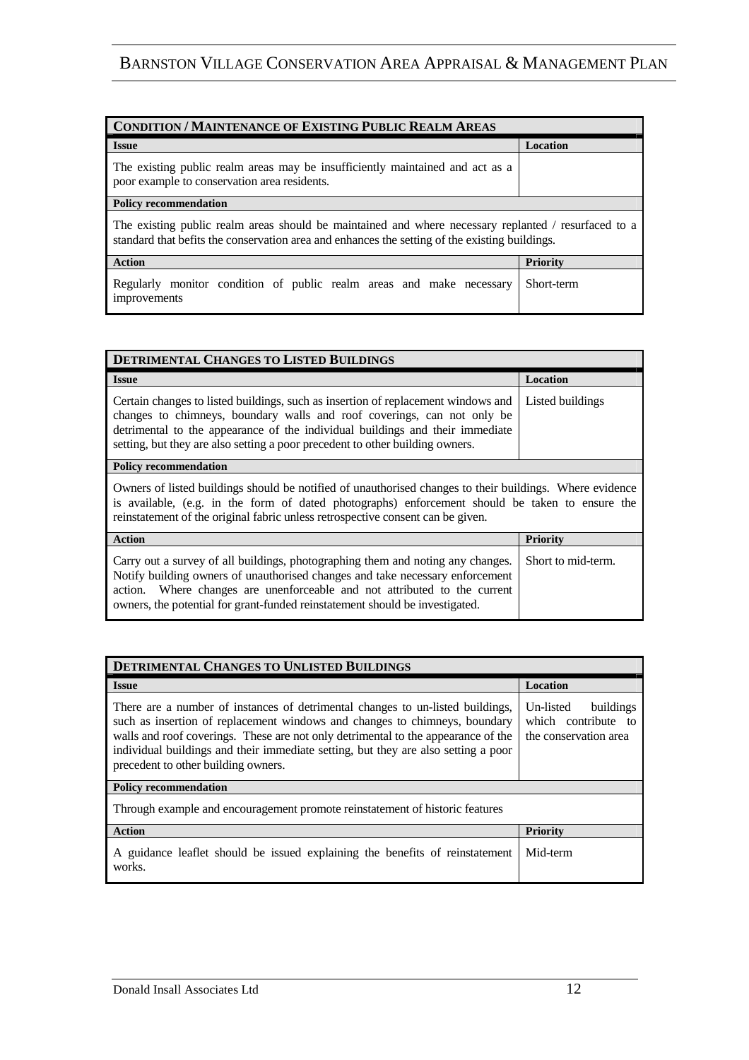| **CONDITION / MAINTENANCE OF EXISTING PUBLIC REALM AREAS** | |
|---|---|
| **Issue** | **Location** |
| The existing public realm areas may be insufficiently maintained and act as a poor example to conservation area residents. | |
| **Policy recommendation** | |
| The existing public realm areas should be maintained and where necessary replanted / resurfaced to a standard that befits the conservation area and enhances the setting of the existing buildings. | |
| **Action** | **Priority** |
| Regularly monitor condition of public realm areas and make necessary improvements | Short-term |

| **DETRIMENTAL CHANGES TO LISTED BUILDINGS** | |
|---|---|
| **Issue** | **Location** |
| Certain changes to listed buildings, such as insertion of replacement windows and changes to chimneys, boundary walls and roof coverings, can not only be detrimental to the appearance of the individual buildings and their immediate setting, but they are also setting a poor precedent to other building owners. | Listed buildings |
| **Policy recommendation** | |
| Owners of listed buildings should be notified of unauthorised changes to their buildings. Where evidence is available, (e.g. in the form of dated photographs) enforcement should be taken to ensure the reinstatement of the original fabric unless retrospective consent can be given. | |
| **Action** | **Priority** |
| Carry out a survey of all buildings, photographing them and noting any changes. Notify building owners of unauthorised changes and take necessary enforcement action. Where changes are unenforceable and not attributed to the current owners, the potential for grant-funded reinstatement should be investigated. | Short to mid-term. |

| **DETRIMENTAL CHANGES TO UNLISTED BUILDINGS** | |
|---|---|
| **Issue** | **Location** |
| There are a number of instances of detrimental changes to un-listed buildings, such as insertion of replacement windows and changes to chimneys, boundary walls and roof coverings. These are not only detrimental to the appearance of the individual buildings and their immediate setting, but they are also setting a poor precedent to other building owners. | Un-listed buildings which contribute to the conservation area |
| **Policy recommendation** | |
| Through example and encouragement promote reinstatement of historic features | |
| **Action** | **Priority** |
| A guidance leaflet should be issued explaining the benefits of reinstatement works. | Mid-term |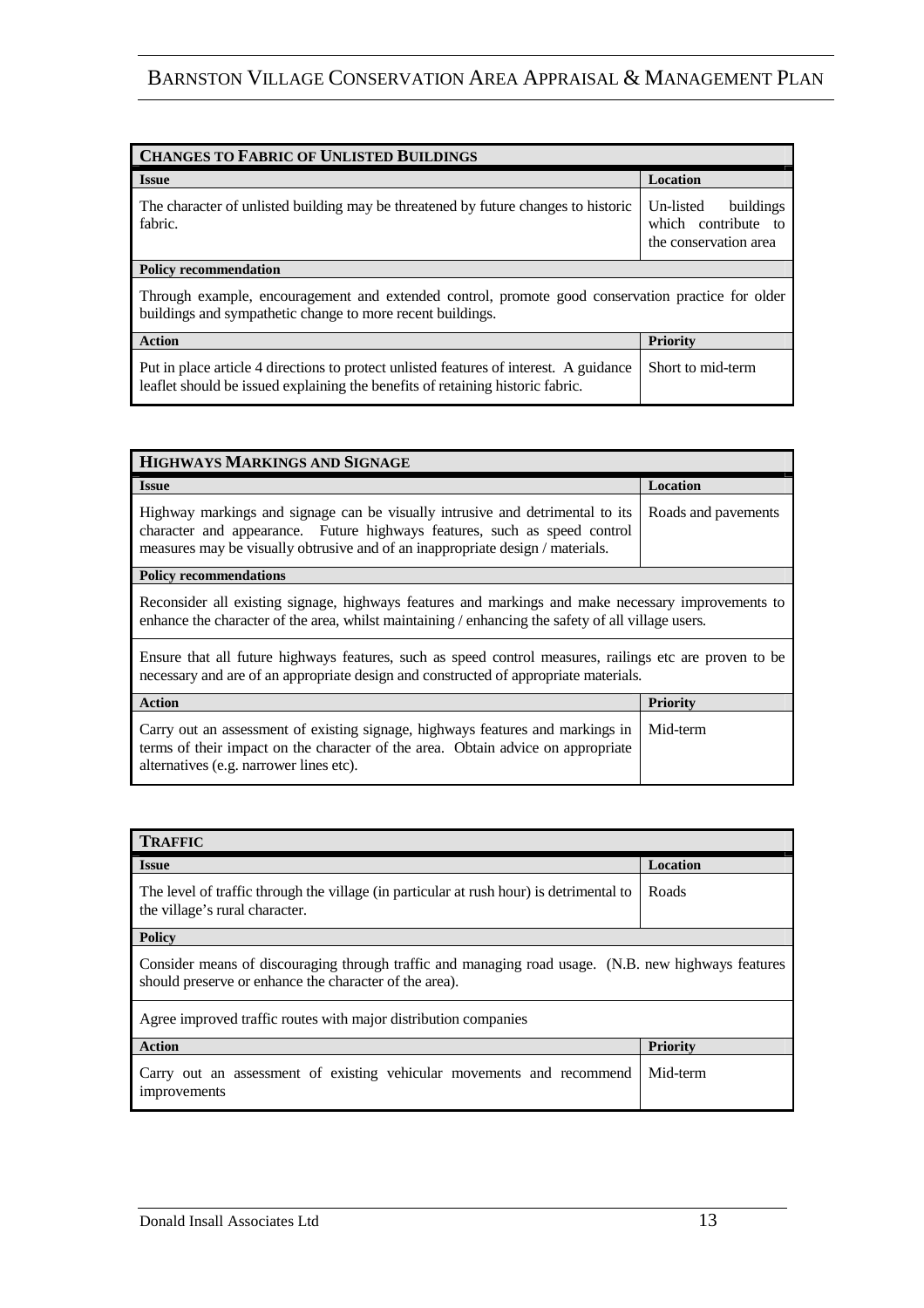| **CHANGES TO FABRIC OF UNLISTED BUILDINGS** | |
|---|---|
| **Issue** | **Location** |
| The character of unlisted building may be threatened by future changes to historic fabric. | Un-listed buildings which contribute to the conservation area |
| **Policy recommendation** | |
| Through example, encouragement and extended control, promote good conservation practice for older buildings and sympathetic change to more recent buildings. | |
| **Action** | **Priority** |
| Put in place article 4 directions to protect unlisted features of interest. A guidance leaflet should be issued explaining the benefits of retaining historic fabric. | Short to mid-term |

| **HIGHWAYS MARKINGS AND SIGNAGE** | |
|---|---|
| **Issue** | **Location** |
| Highway markings and signage can be visually intrusive and detrimental to its character and appearance. Future highways features, such as speed control measures may be visually obtrusive and of an inappropriate design / materials. | Roads and pavements |
| **Policy recommendations** | |
| Reconsider all existing signage, highways features and markings and make necessary improvements to enhance the character of the area, whilst maintaining / enhancing the safety of all village users. | |
| Ensure that all future highways features, such as speed control measures, railings etc are proven to be necessary and are of an appropriate design and constructed of appropriate materials. | |
| **Action** | **Priority** |
| Carry out an assessment of existing signage, highways features and markings in terms of their impact on the character of the area. Obtain advice on appropriate alternatives (e.g. narrower lines etc). | Mid-term |

| **TRAFFIC** | |
|---|---|
| **Issue** | **Location** |
| The level of traffic through the village (in particular at rush hour) is detrimental to the village's rural character. | Roads |
| **Policy** | |
| Consider means of discouraging through traffic and managing road usage. (N.B. new highways features should preserve or enhance the character of the area). | |
| Agree improved traffic routes with major distribution companies | |
| **Action** | **Priority** |
| Carry out an assessment of existing vehicular movements and recommend improvements | Mid-term |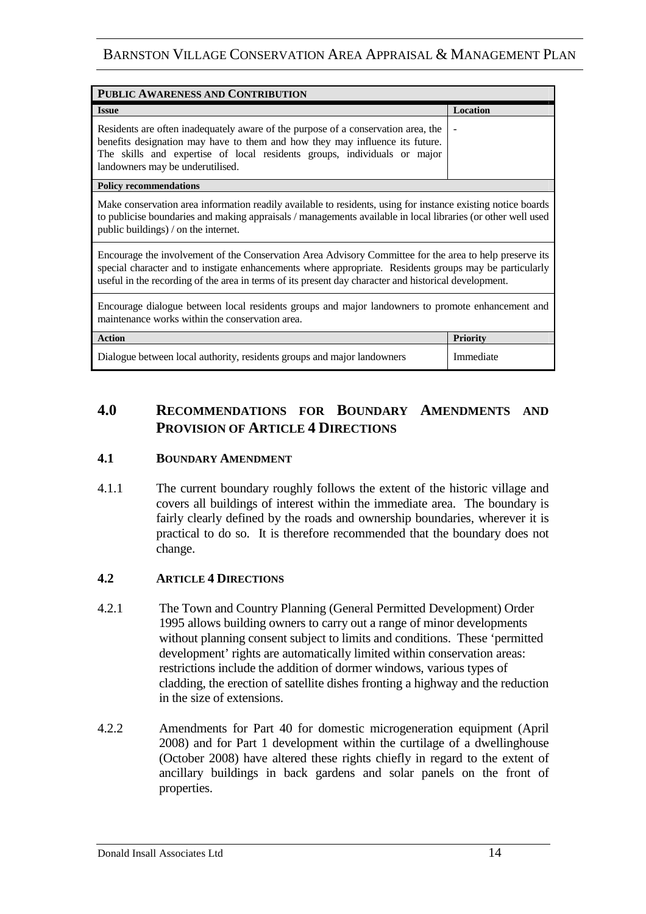| **PUBLIC AWARENESS AND CONTRIBUTION** | |
|---|---|
| **Issue** | **Location** |
| Residents are often inadequately aware of the purpose of a conservation area, the benefits designation may have to them and how they may influence its future. The skills and expertise of local residents groups, individuals or major landowners may be underutilised. | - |
| **Policy recommendations** | |
| Make conservation area information readily available to residents, using for instance existing notice boards to publicise boundaries and making appraisals / managements available in local libraries (or other well used public buildings) / on the internet. | |
| Encourage the involvement of the Conservation Area Advisory Committee for the area to help preserve its special character and to instigate enhancements where appropriate. Residents groups may be particularly useful in the recording of the area in terms of its present day character and historical development. | |
| Encourage dialogue between local residents groups and major landowners to promote enhancement and maintenance works within the conservation area. | |
| **Action** | **Priority** |
| Dialogue between local authority, residents groups and major landowners | Immediate |

## 4.0 RECOMMENDATIONS FOR BOUNDARY AMENDMENTS AND PROVISION OF ARTICLE 4 DIRECTIONS

### 4.1 BOUNDARY AMENDMENT

4.1.1 The current boundary roughly follows the extent of the historic village and covers all buildings of interest within the immediate area. The boundary is fairly clearly defined by the roads and ownership boundaries, wherever it is practical to do so. It is therefore recommended that the boundary does not change.

### 4.2 ARTICLE 4 DIRECTIONS

4.2.1 The Town and Country Planning (General Permitted Development) Order 1995 allows building owners to carry out a range of minor developments without planning consent subject to limits and conditions. These 'permitted development' rights are automatically limited within conservation areas: restrictions include the addition of dormer windows, various types of cladding, the erection of satellite dishes fronting a highway and the reduction in the size of extensions.

4.2.2 Amendments for Part 40 for domestic microgeneration equipment (April 2008) and for Part 1 development within the curtilage of a dwellinghouse (October 2008) have altered these rights chiefly in regard to the extent of ancillary buildings in back gardens and solar panels on the front of properties.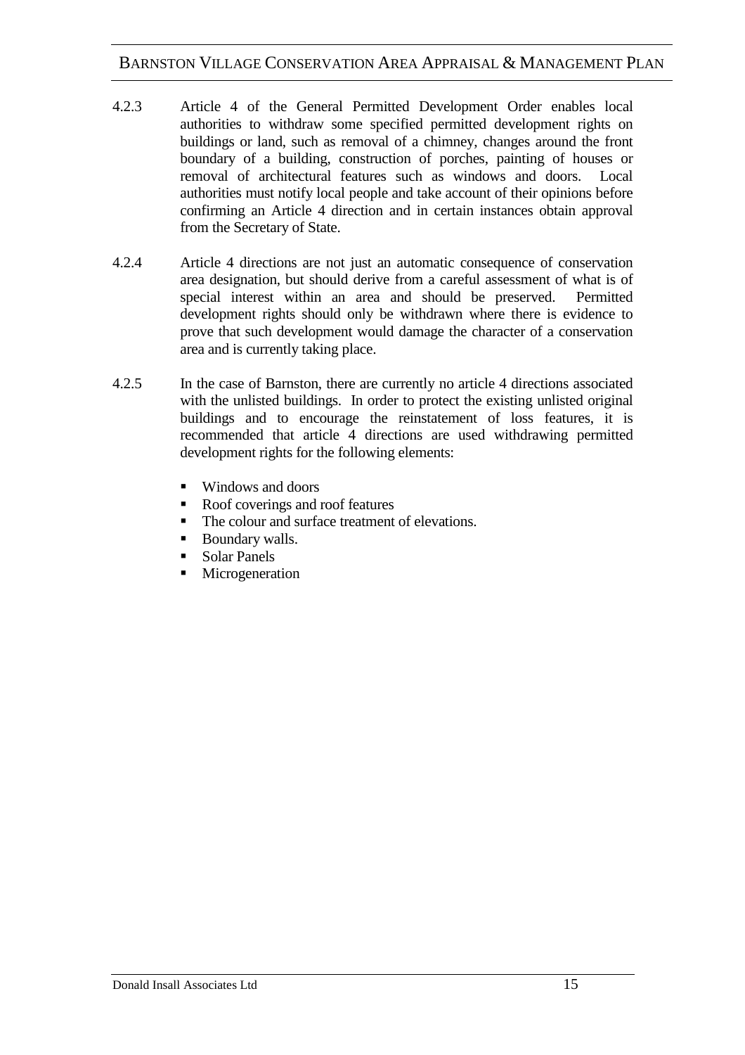4.2.3 Article 4 of the General Permitted Development Order enables local authorities to withdraw some specified permitted development rights on buildings or land, such as removal of a chimney, changes around the front boundary of a building, construction of porches, painting of houses or removal of architectural features such as windows and doors. Local authorities must notify local people and take account of their opinions before confirming an Article 4 direction and in certain instances obtain approval from the Secretary of State.

4.2.4 Article 4 directions are not just an automatic consequence of conservation area designation, but should derive from a careful assessment of what is of special interest within an area and should be preserved. Permitted development rights should only be withdrawn where there is evidence to prove that such development would damage the character of a conservation area and is currently taking place.

4.2.5 In the case of Barnston, there are currently no article 4 directions associated with the unlisted buildings. In order to protect the existing unlisted original buildings and to encourage the reinstatement of loss features, it is recommended that article 4 directions are used withdrawing permitted development rights for the following elements:

- Windows and doors
- Roof coverings and roof features
- The colour and surface treatment of elevations.
- Boundary walls.
- Solar Panels
- Microgeneration